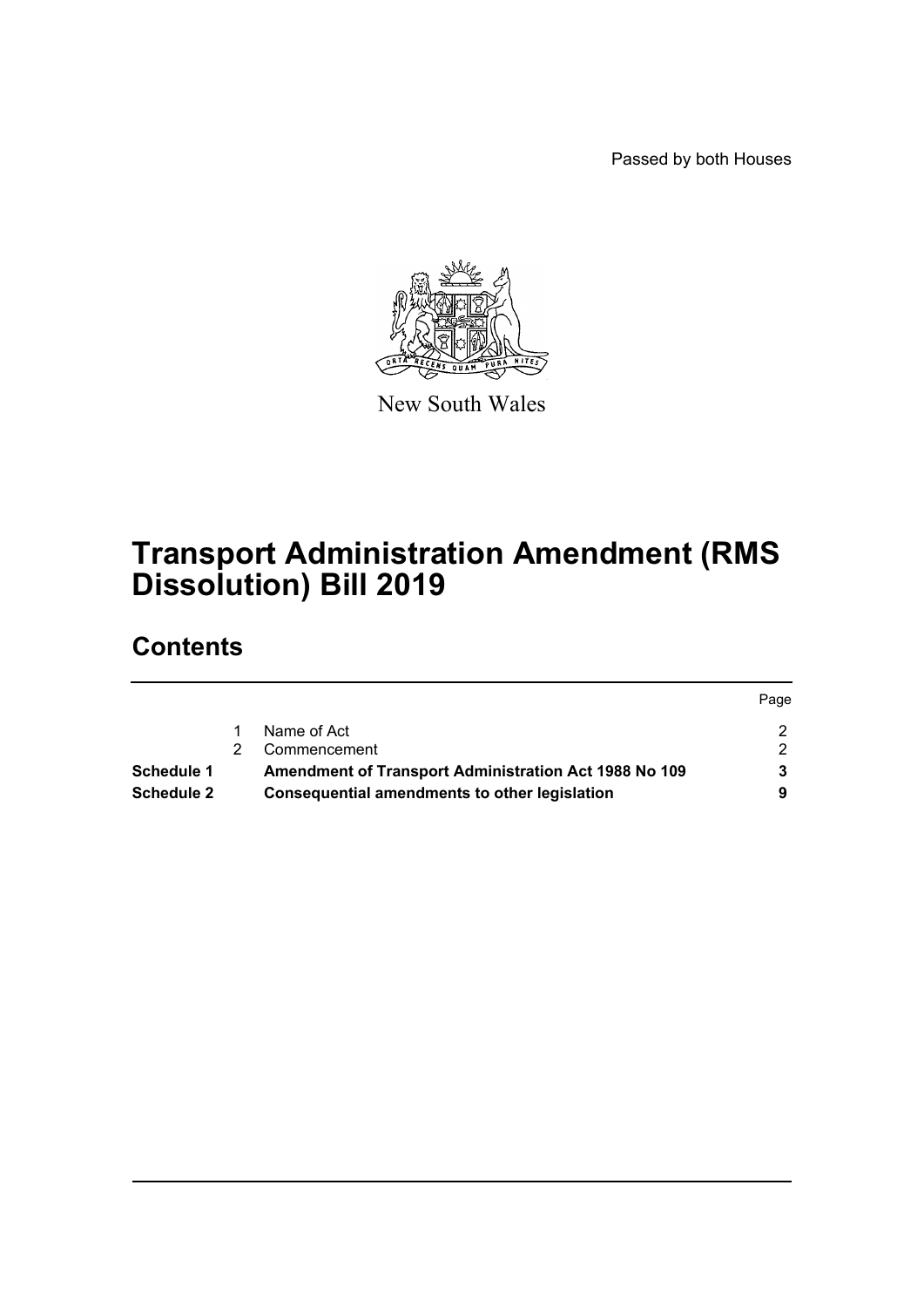Passed by both Houses

New South Wales

# Transport Administration Amendment (RMS Dissolution) Bill 2019

## Contents

| | | | Page |
|---|---|---|---|
| | 1 | Name of Act | 2 |
| | 2 | Commencement | 2 |
| **Schedule 1** | | **Amendment of Transport Administration Act 1988 No 109** | **3** |
| **Schedule 2** | | **Consequential amendments to other legislation** | **9** |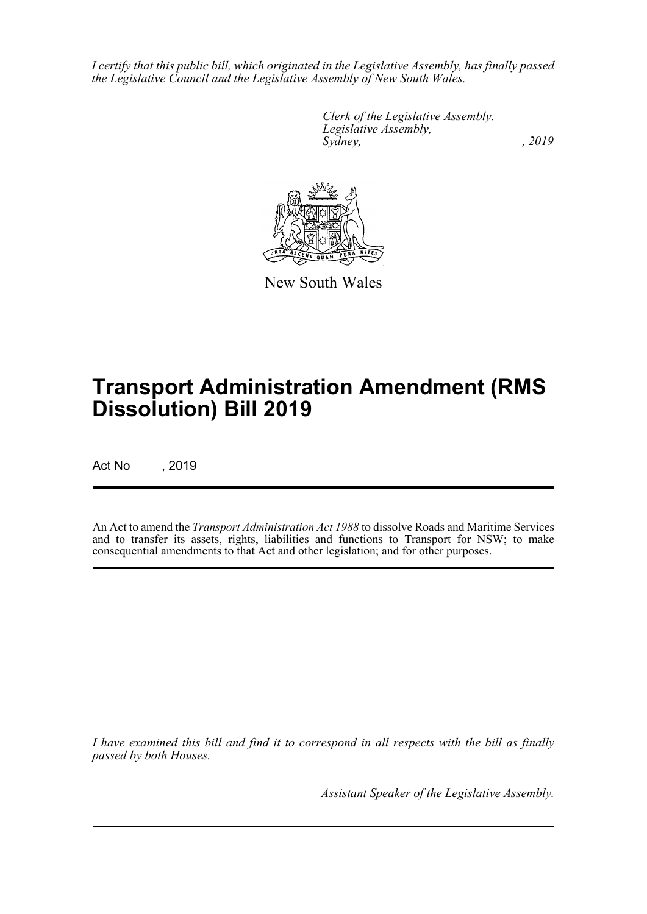*I certify that this public bill, which originated in the Legislative Assembly, has finally passed the Legislative Council and the Legislative Assembly of New South Wales.*

*Clerk of the Legislative Assembly.*
*Legislative Assembly,*
*Sydney, , 2019*

New South Wales

# Transport Administration Amendment (RMS Dissolution) Bill 2019

Act No , 2019

An Act to amend the *Transport Administration Act 1988* to dissolve Roads and Maritime Services and to transfer its assets, rights, liabilities and functions to Transport for NSW; to make consequential amendments to that Act and other legislation; and for other purposes.

*I have examined this bill and find it to correspond in all respects with the bill as finally passed by both Houses.*

*Assistant Speaker of the Legislative Assembly.*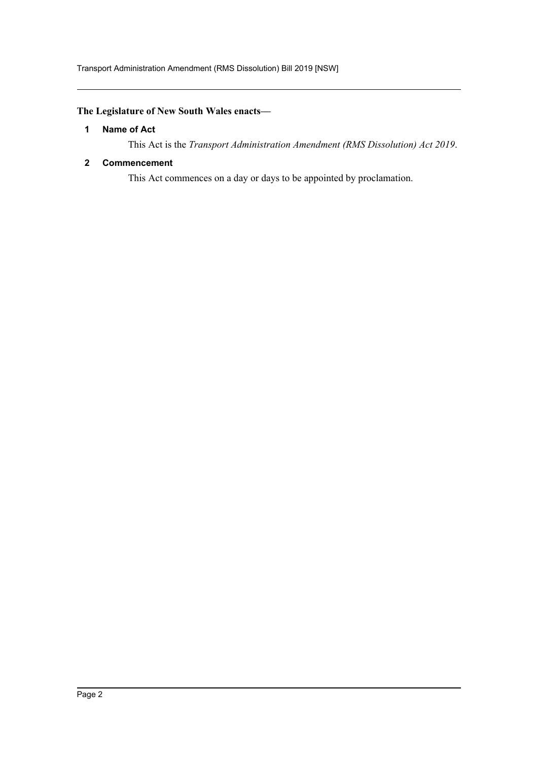**The Legislature of New South Wales enacts—**

## 1 Name of Act

This Act is the *Transport Administration Amendment (RMS Dissolution) Act 2019*.

## 2 Commencement

This Act commences on a day or days to be appointed by proclamation.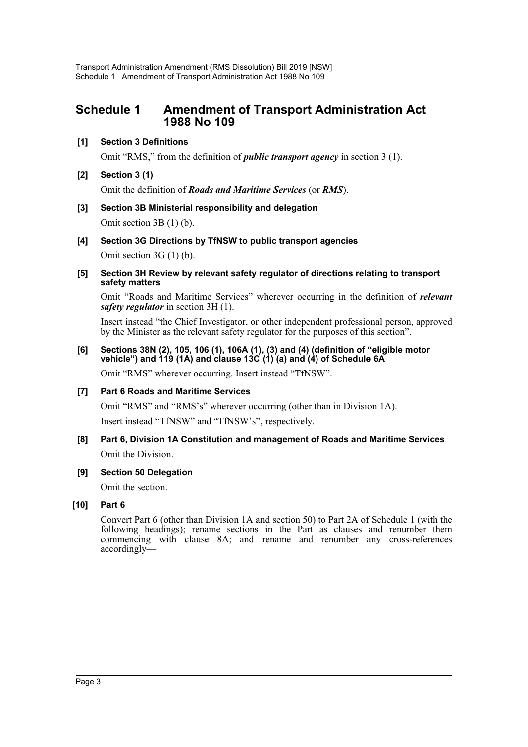## Schedule 1 Amendment of Transport Administration Act 1988 No 109

**[1] Section 3 Definitions**

Omit "RMS," from the definition of ***public transport agency*** in section 3 (1).

**[2] Section 3 (1)**

Omit the definition of ***Roads and Maritime Services*** (or ***RMS***).

**[3] Section 3B Ministerial responsibility and delegation**

Omit section 3B (1) (b).

**[4] Section 3G Directions by TfNSW to public transport agencies**

Omit section 3G (1) (b).

**[5] Section 3H Review by relevant safety regulator of directions relating to transport safety matters**

Omit "Roads and Maritime Services" wherever occurring in the definition of ***relevant safety regulator*** in section 3H (1).

Insert instead "the Chief Investigator, or other independent professional person, approved by the Minister as the relevant safety regulator for the purposes of this section".

**[6] Sections 38N (2), 105, 106 (1), 106A (1), (3) and (4) (definition of "eligible motor vehicle") and 119 (1A) and clause 13C (1) (a) and (4) of Schedule 6A**

Omit "RMS" wherever occurring. Insert instead "TfNSW".

**[7] Part 6 Roads and Maritime Services**

Omit "RMS" and "RMS's" wherever occurring (other than in Division 1A).

Insert instead "TfNSW" and "TfNSW's", respectively.

**[8] Part 6, Division 1A Constitution and management of Roads and Maritime Services**

Omit the Division.

**[9] Section 50 Delegation**

Omit the section.

**[10] Part 6**

Convert Part 6 (other than Division 1A and section 50) to Part 2A of Schedule 1 (with the following headings); rename sections in the Part as clauses and renumber them commencing with clause 8A; and rename and renumber any cross-references accordingly—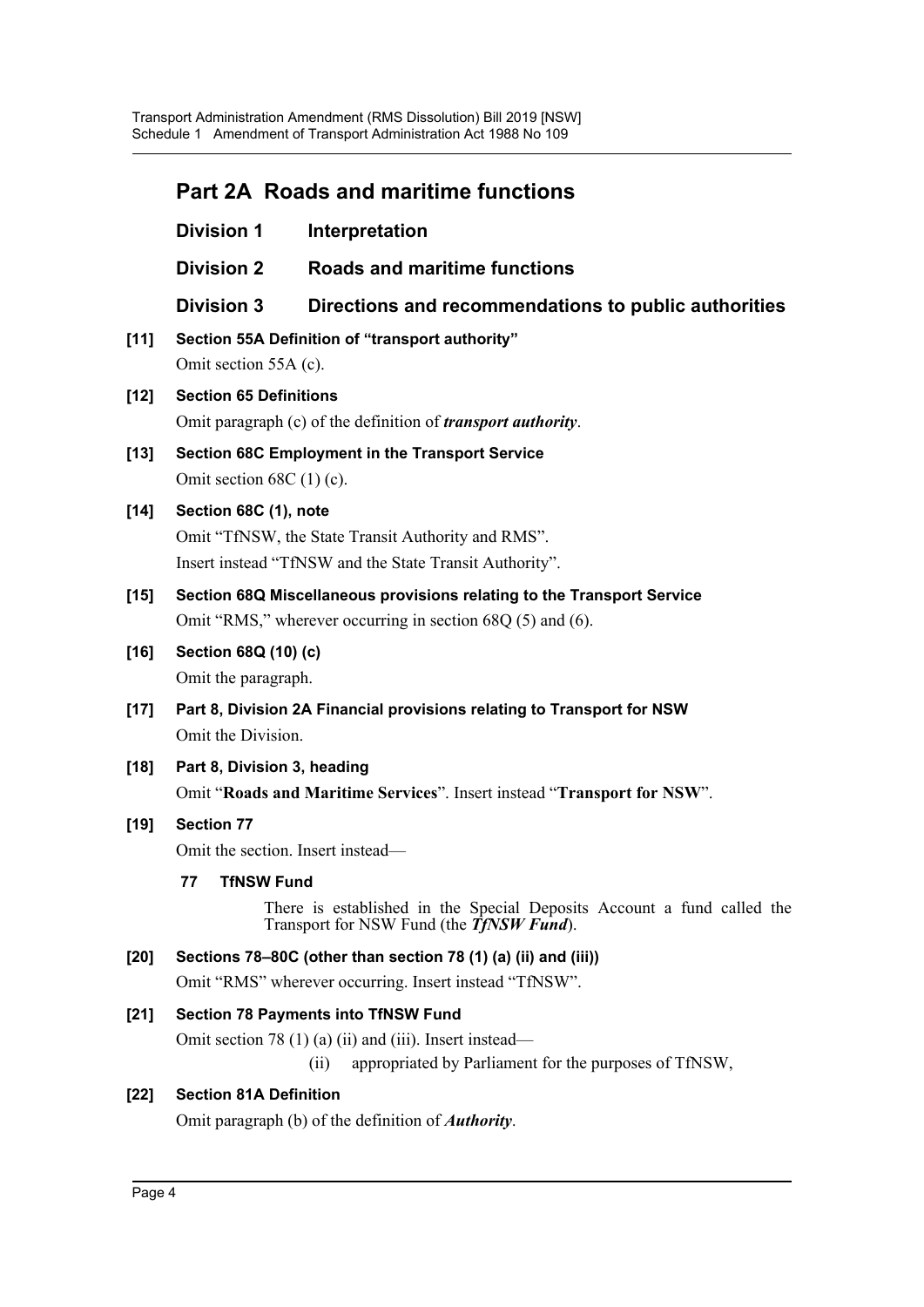## Part 2A Roads and maritime functions

### Division 1 Interpretation

### Division 2 Roads and maritime functions

### Division 3 Directions and recommendations to public authorities

**[11] Section 55A Definition of "transport authority"**

Omit section 55A (c).

**[12] Section 65 Definitions**

Omit paragraph (c) of the definition of ***transport authority***.

**[13] Section 68C Employment in the Transport Service**

Omit section 68C (1) (c).

**[14] Section 68C (1), note**

Omit "TfNSW, the State Transit Authority and RMS".

Insert instead "TfNSW and the State Transit Authority".

**[15] Section 68Q Miscellaneous provisions relating to the Transport Service**

Omit "RMS," wherever occurring in section 68Q (5) and (6).

**[16] Section 68Q (10) (c)**

Omit the paragraph.

**[17] Part 8, Division 2A Financial provisions relating to Transport for NSW**

Omit the Division.

**[18] Part 8, Division 3, heading**

Omit "**Roads and Maritime Services**". Insert instead "**Transport for NSW**".

**[19] Section 77**

Omit the section. Insert instead—

**77 TfNSW Fund**

There is established in the Special Deposits Account a fund called the Transport for NSW Fund (the ***TfNSW Fund***).

**[20] Sections 78–80C (other than section 78 (1) (a) (ii) and (iii))**

Omit "RMS" wherever occurring. Insert instead "TfNSW".

**[21] Section 78 Payments into TfNSW Fund**

Omit section 78 (1) (a) (ii) and (iii). Insert instead—

(ii) appropriated by Parliament for the purposes of TfNSW,

**[22] Section 81A Definition**

Omit paragraph (b) of the definition of ***Authority***.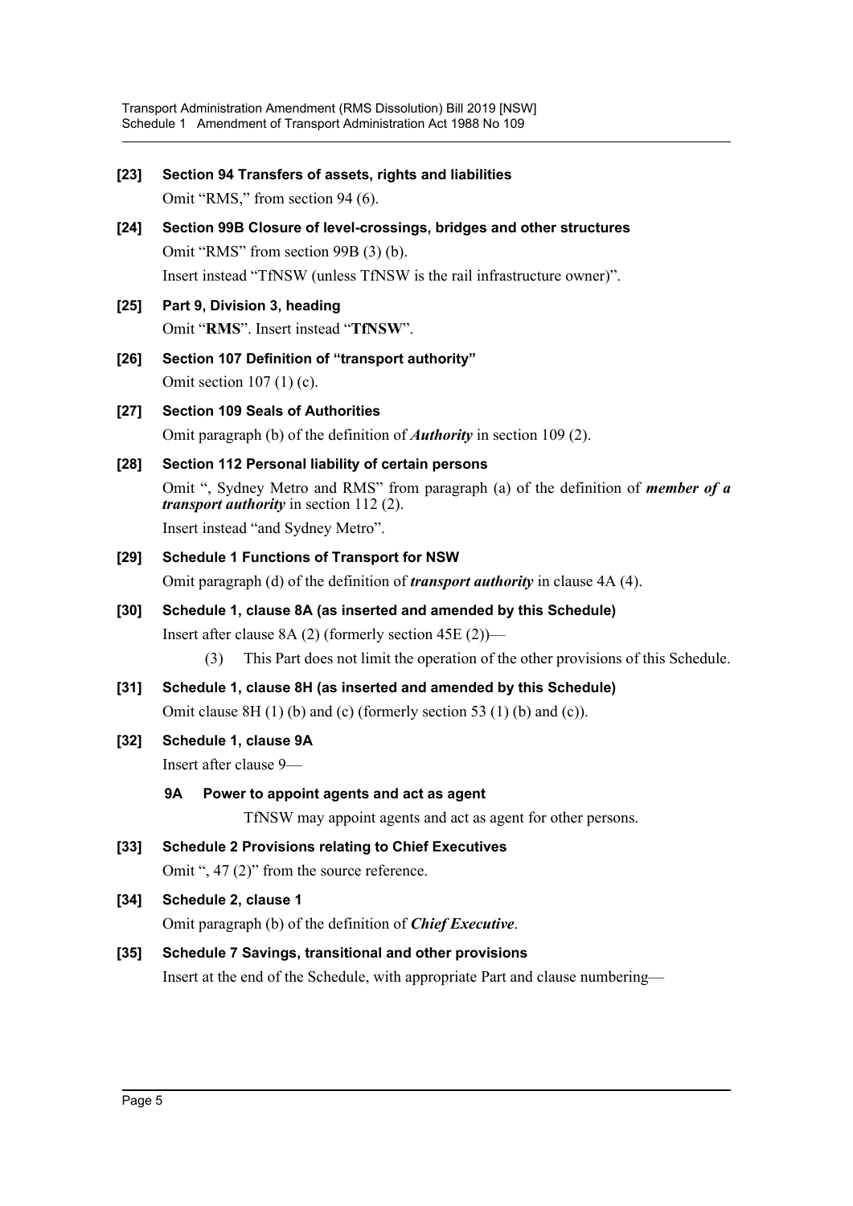**[23] Section 94 Transfers of assets, rights and liabilities**

Omit "RMS," from section 94 (6).

**[24] Section 99B Closure of level-crossings, bridges and other structures**

Omit "RMS" from section 99B (3) (b).

Insert instead "TfNSW (unless TfNSW is the rail infrastructure owner)".

**[25] Part 9, Division 3, heading**

Omit "**RMS**". Insert instead "**TfNSW**".

**[26] Section 107 Definition of "transport authority"**

Omit section 107 (1) (c).

**[27] Section 109 Seals of Authorities**

Omit paragraph (b) of the definition of ***Authority*** in section 109 (2).

**[28] Section 112 Personal liability of certain persons**

Omit ", Sydney Metro and RMS" from paragraph (a) of the definition of ***member of a transport authority*** in section 112 (2).

Insert instead "and Sydney Metro".

**[29] Schedule 1 Functions of Transport for NSW**

Omit paragraph (d) of the definition of ***transport authority*** in clause 4A (4).

**[30] Schedule 1, clause 8A (as inserted and amended by this Schedule)**

Insert after clause 8A (2) (formerly section 45E (2))—

(3) This Part does not limit the operation of the other provisions of this Schedule.

**[31] Schedule 1, clause 8H (as inserted and amended by this Schedule)**

Omit clause 8H (1) (b) and (c) (formerly section 53 (1) (b) and (c)).

**[32] Schedule 1, clause 9A**

Insert after clause 9—

**9A Power to appoint agents and act as agent**

TfNSW may appoint agents and act as agent for other persons.

**[33] Schedule 2 Provisions relating to Chief Executives**

Omit ", 47 (2)" from the source reference.

**[34] Schedule 2, clause 1**

Omit paragraph (b) of the definition of ***Chief Executive***.

**[35] Schedule 7 Savings, transitional and other provisions**

Insert at the end of the Schedule, with appropriate Part and clause numbering—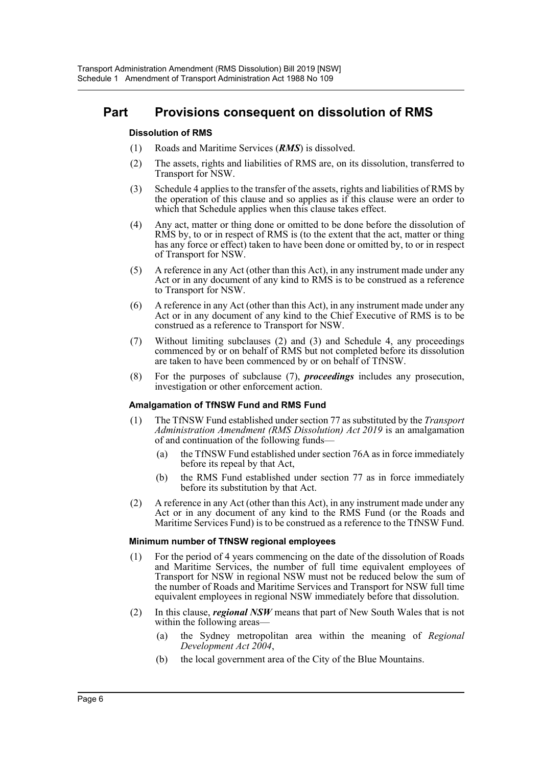## Part Provisions consequent on dissolution of RMS

### Dissolution of RMS

(1) Roads and Maritime Services (***RMS***) is dissolved.

(2) The assets, rights and liabilities of RMS are, on its dissolution, transferred to Transport for NSW.

(3) Schedule 4 applies to the transfer of the assets, rights and liabilities of RMS by the operation of this clause and so applies as if this clause were an order to which that Schedule applies when this clause takes effect.

(4) Any act, matter or thing done or omitted to be done before the dissolution of RMS by, to or in respect of RMS is (to the extent that the act, matter or thing has any force or effect) taken to have been done or omitted by, to or in respect of Transport for NSW.

(5) A reference in any Act (other than this Act), in any instrument made under any Act or in any document of any kind to RMS is to be construed as a reference to Transport for NSW.

(6) A reference in any Act (other than this Act), in any instrument made under any Act or in any document of any kind to the Chief Executive of RMS is to be construed as a reference to Transport for NSW.

(7) Without limiting subclauses (2) and (3) and Schedule 4, any proceedings commenced by or on behalf of RMS but not completed before its dissolution are taken to have been commenced by or on behalf of TfNSW.

(8) For the purposes of subclause (7), ***proceedings*** includes any prosecution, investigation or other enforcement action.

### Amalgamation of TfNSW Fund and RMS Fund

(1) The TfNSW Fund established under section 77 as substituted by the *Transport Administration Amendment (RMS Dissolution) Act 2019* is an amalgamation of and continuation of the following funds—

- (a) the TfNSW Fund established under section 76A as in force immediately before its repeal by that Act,
- (b) the RMS Fund established under section 77 as in force immediately before its substitution by that Act.

(2) A reference in any Act (other than this Act), in any instrument made under any Act or in any document of any kind to the RMS Fund (or the Roads and Maritime Services Fund) is to be construed as a reference to the TfNSW Fund.

### Minimum number of TfNSW regional employees

(1) For the period of 4 years commencing on the date of the dissolution of Roads and Maritime Services, the number of full time equivalent employees of Transport for NSW in regional NSW must not be reduced below the sum of the number of Roads and Maritime Services and Transport for NSW full time equivalent employees in regional NSW immediately before that dissolution.

(2) In this clause, ***regional NSW*** means that part of New South Wales that is not within the following areas—

- (a) the Sydney metropolitan area within the meaning of *Regional Development Act 2004*,
- (b) the local government area of the City of the Blue Mountains.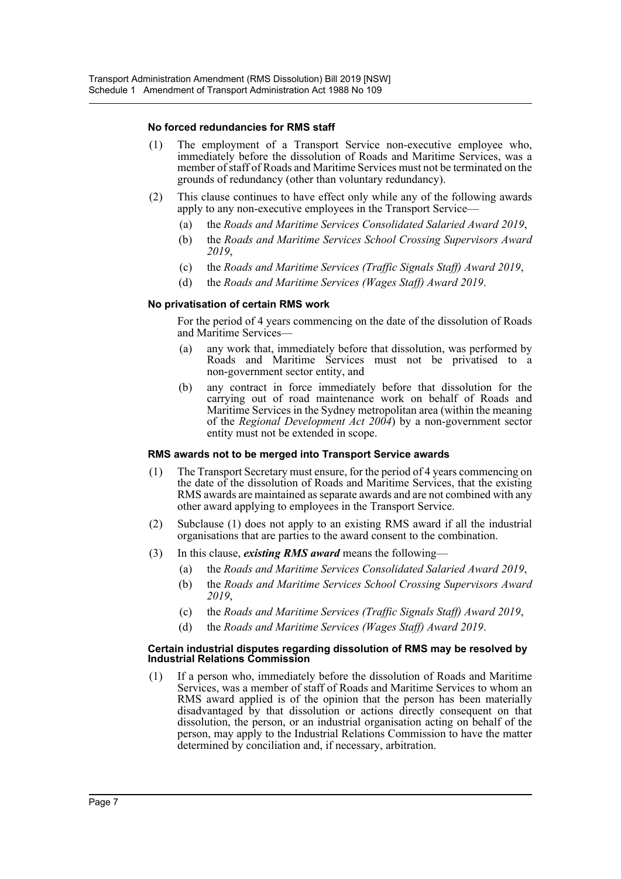#### No forced redundancies for RMS staff

(1) The employment of a Transport Service non-executive employee who, immediately before the dissolution of Roads and Maritime Services, was a member of staff of Roads and Maritime Services must not be terminated on the grounds of redundancy (other than voluntary redundancy).

(2) This clause continues to have effect only while any of the following awards apply to any non-executive employees in the Transport Service—

- (a) the *Roads and Maritime Services Consolidated Salaried Award 2019*,
- (b) the *Roads and Maritime Services School Crossing Supervisors Award 2019*,
- (c) the *Roads and Maritime Services (Traffic Signals Staff) Award 2019*,
- (d) the *Roads and Maritime Services (Wages Staff) Award 2019*.

#### No privatisation of certain RMS work

For the period of 4 years commencing on the date of the dissolution of Roads and Maritime Services—

- (a) any work that, immediately before that dissolution, was performed by Roads and Maritime Services must not be privatised to a non-government sector entity, and
- (b) any contract in force immediately before that dissolution for the carrying out of road maintenance work on behalf of Roads and Maritime Services in the Sydney metropolitan area (within the meaning of the *Regional Development Act 2004*) by a non-government sector entity must not be extended in scope.

#### RMS awards not to be merged into Transport Service awards

(1) The Transport Secretary must ensure, for the period of 4 years commencing on the date of the dissolution of Roads and Maritime Services, that the existing RMS awards are maintained as separate awards and are not combined with any other award applying to employees in the Transport Service.

(2) Subclause (1) does not apply to an existing RMS award if all the industrial organisations that are parties to the award consent to the combination.

(3) In this clause, ***existing RMS award*** means the following—

- (a) the *Roads and Maritime Services Consolidated Salaried Award 2019*,
- (b) the *Roads and Maritime Services School Crossing Supervisors Award 2019*,
- (c) the *Roads and Maritime Services (Traffic Signals Staff) Award 2019*,
- (d) the *Roads and Maritime Services (Wages Staff) Award 2019*.

#### Certain industrial disputes regarding dissolution of RMS may be resolved by Industrial Relations Commission

(1) If a person who, immediately before the dissolution of Roads and Maritime Services, was a member of staff of Roads and Maritime Services to whom an RMS award applied is of the opinion that the person has been materially disadvantaged by that dissolution or actions directly consequent on that dissolution, the person, or an industrial organisation acting on behalf of the person, may apply to the Industrial Relations Commission to have the matter determined by conciliation and, if necessary, arbitration.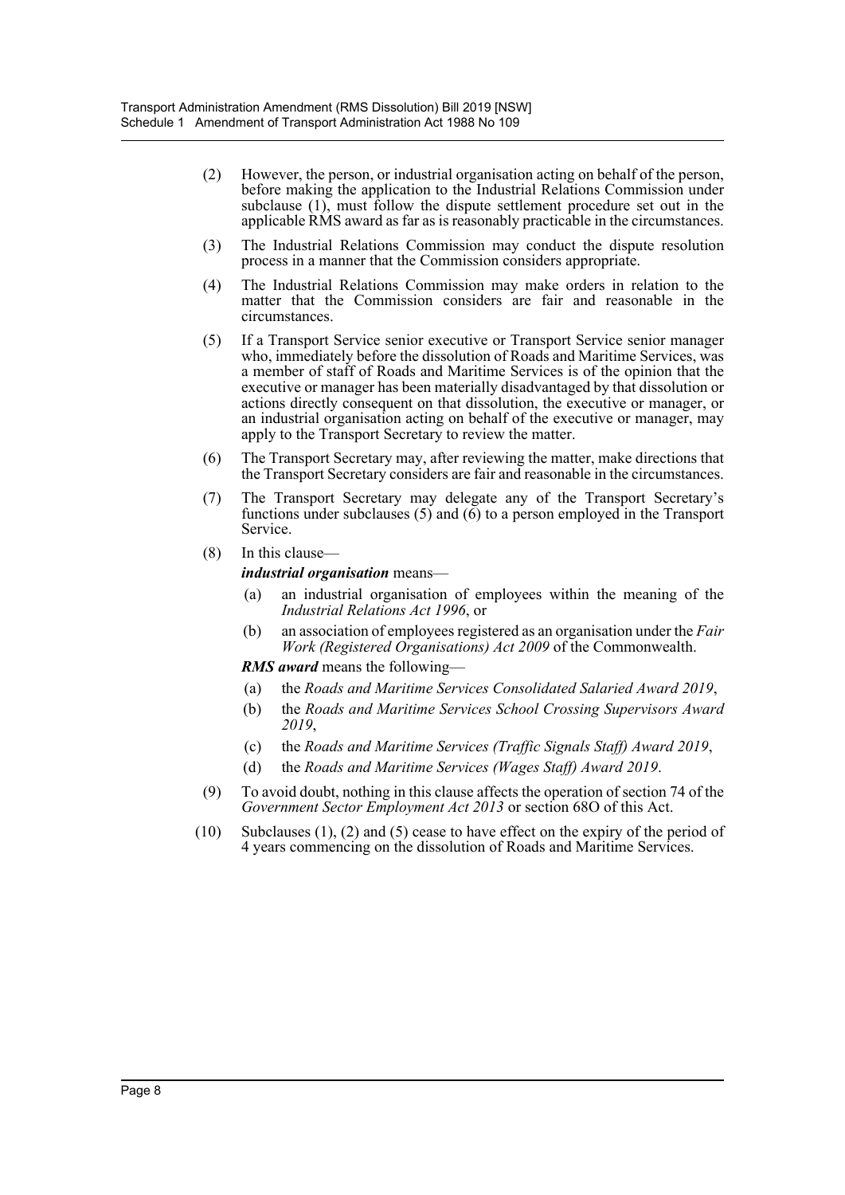(2) However, the person, or industrial organisation acting on behalf of the person, before making the application to the Industrial Relations Commission under subclause (1), must follow the dispute settlement procedure set out in the applicable RMS award as far as is reasonably practicable in the circumstances.

(3) The Industrial Relations Commission may conduct the dispute resolution process in a manner that the Commission considers appropriate.

(4) The Industrial Relations Commission may make orders in relation to the matter that the Commission considers are fair and reasonable in the circumstances.

(5) If a Transport Service senior executive or Transport Service senior manager who, immediately before the dissolution of Roads and Maritime Services, was a member of staff of Roads and Maritime Services is of the opinion that the executive or manager has been materially disadvantaged by that dissolution or actions directly consequent on that dissolution, the executive or manager, or an industrial organisation acting on behalf of the executive or manager, may apply to the Transport Secretary to review the matter.

(6) The Transport Secretary may, after reviewing the matter, make directions that the Transport Secretary considers are fair and reasonable in the circumstances.

(7) The Transport Secretary may delegate any of the Transport Secretary's functions under subclauses (5) and (6) to a person employed in the Transport Service.

(8) In this clause—

***industrial organisation*** means—

(a) an industrial organisation of employees within the meaning of the *Industrial Relations Act 1996*, or

(b) an association of employees registered as an organisation under the *Fair Work (Registered Organisations) Act 2009* of the Commonwealth.

***RMS award*** means the following—

(a) the *Roads and Maritime Services Consolidated Salaried Award 2019*,

(b) the *Roads and Maritime Services School Crossing Supervisors Award 2019*,

(c) the *Roads and Maritime Services (Traffic Signals Staff) Award 2019*,

(d) the *Roads and Maritime Services (Wages Staff) Award 2019*.

(9) To avoid doubt, nothing in this clause affects the operation of section 74 of the *Government Sector Employment Act 2013* or section 68O of this Act.

(10) Subclauses (1), (2) and (5) cease to have effect on the expiry of the period of 4 years commencing on the dissolution of Roads and Maritime Services.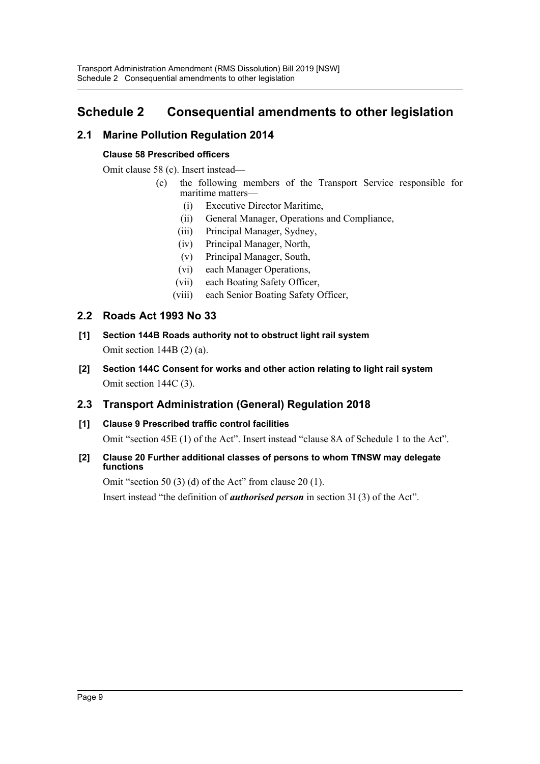# Schedule 2 Consequential amendments to other legislation

## 2.1 Marine Pollution Regulation 2014

### Clause 58 Prescribed officers

Omit clause 58 (c). Insert instead—

> (c) the following members of the Transport Service responsible for maritime matters—
>
> (i) Executive Director Maritime,
>
> (ii) General Manager, Operations and Compliance,
>
> (iii) Principal Manager, Sydney,
>
> (iv) Principal Manager, North,
>
> (v) Principal Manager, South,
>
> (vi) each Manager Operations,
>
> (vii) each Boating Safety Officer,
>
> (viii) each Senior Boating Safety Officer,

## 2.2 Roads Act 1993 No 33

### [1] Section 144B Roads authority not to obstruct light rail system

Omit section 144B (2) (a).

### [2] Section 144C Consent for works and other action relating to light rail system

Omit section 144C (3).

## 2.3 Transport Administration (General) Regulation 2018

### [1] Clause 9 Prescribed traffic control facilities

Omit "section 45E (1) of the Act". Insert instead "clause 8A of Schedule 1 to the Act".

### [2] Clause 20 Further additional classes of persons to whom TfNSW may delegate functions

Omit "section 50 (3) (d) of the Act" from clause 20 (1).

Insert instead "the definition of ***authorised person*** in section 3I (3) of the Act".